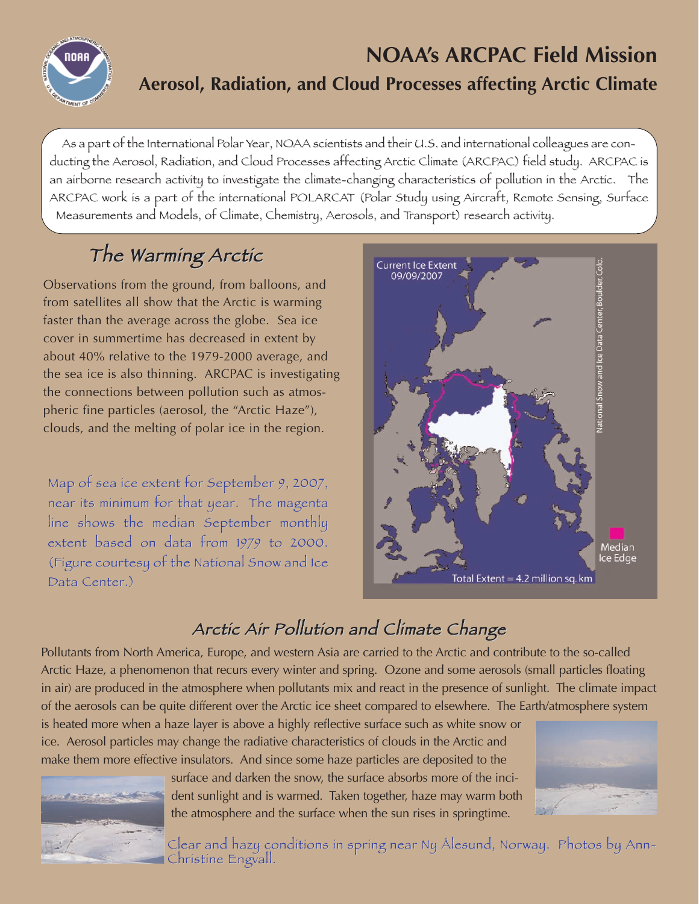# NOAA's ARCPAC Field Mission

## Aerosol, Radiation, and Cloud Processes affecting Arctic Climate

As a part of the International Polar Year, NOAA scientists and their U.S. and international colleagues are conducting the Aerosol, Radiation, and Cloud Processes affecting Arctic Climate (ARCPAC) field study. ARCPAC is an airborne research activity to investigate the climate-changing characteristics of pollution in the Arctic. The ARCPAC work is a part of the international POLARCAT (Polar Study using Aircraft, Remote Sensing, Surface Measurements and Models, of Climate, Chemistry, Aerosols, and Transport) research activity.

## The Warming Arctic

Observations from the ground, from balloons, and from satellites all show that the Arctic is warming faster than the average across the globe. Sea ice cover in summertime has decreased in extent by about 40% relative to the 1979-2000 average, and the sea ice is also thinning. ARCPAC is investigating the connections between pollution such as atmospheric fine particles (aerosol, the "Arctic Haze"), clouds, and the melting of polar ice in the region.

Current Ice Extent 09/09/2007

Median Ice Edge

Total Extent = 4.2 million sq. km

National Snow and Ice Data Center, Boulder, Colo.

Map of sea ice extent for September 9, 2007, near its minimum for that year. The magenta line shows the median September monthly extent based on data from 1979 to 2000. (Figure courtesy of the National Snow and Ice Data Center.)

## Arctic Air Pollution and Climate Change

Pollutants from North America, Europe, and western Asia are carried to the Arctic and contribute to the so-called Arctic Haze, a phenomenon that recurs every winter and spring. Ozone and some aerosols (small particles floating in air) are produced in the atmosphere when pollutants mix and react in the presence of sunlight. The climate impact of the aerosols can be quite different over the Arctic ice sheet compared to elsewhere. The Earth/atmosphere system is heated more when a haze layer is above a highly reflective surface such as white snow or ice. Aerosol particles may change the radiative characteristics of clouds in the Arctic and make them more effective insulators. And since some haze particles are deposited to the surface and darken the snow, the surface absorbs more of the incident sunlight and is warmed. Taken together, haze may warm both the atmosphere and the surface when the sun rises in springtime.

Clear and hazy conditions in spring near Ny Ålesund, Norway. Photos by Ann-Christine Engvall.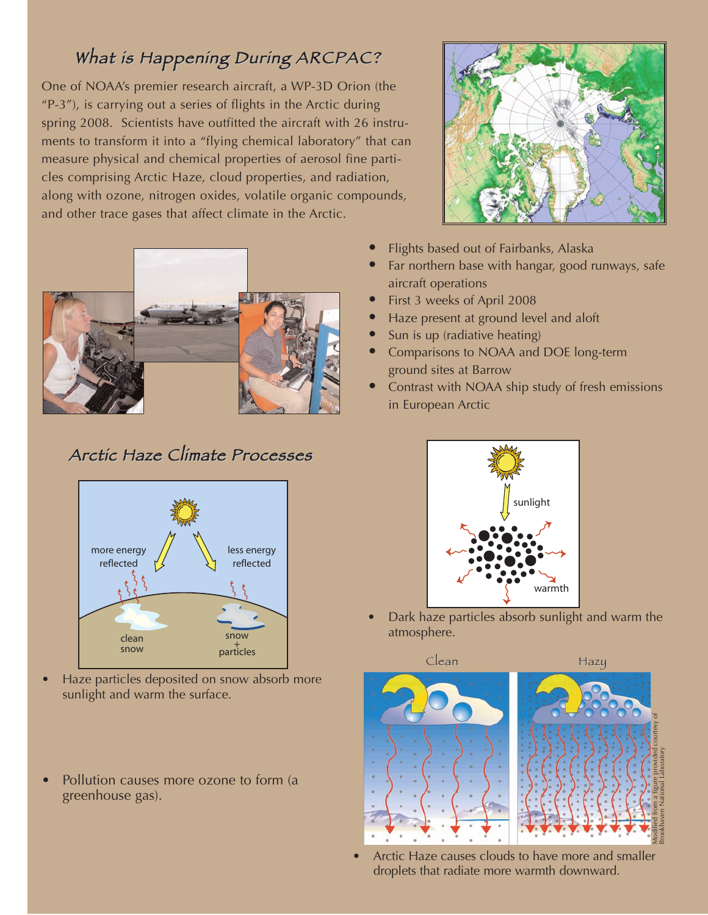## What is Happening During ARCPAC?

One of NOAA's premier research aircraft, a WP-3D Orion (the "P-3"), is carrying out a series of flights in the Arctic during spring 2008. Scientists have outfitted the aircraft with 26 instruments to transform it into a "flying chemical laboratory" that can measure physical and chemical properties of aerosol fine particles comprising Arctic Haze, cloud properties, and radiation, along with ozone, nitrogen oxides, volatile organic compounds, and other trace gases that affect climate in the Arctic.

- Flights based out of Fairbanks, Alaska
- Far northern base with hangar, good runways, safe aircraft operations
- First 3 weeks of April 2008
- Haze present at ground level and aloft
- Sun is up (radiative heating)
- Comparisons to NOAA and DOE long-term ground sites at Barrow
- Contrast with NOAA ship study of fresh emissions in European Arctic

## Arctic Haze Climate Processes

- Haze particles deposited on snow absorb more sunlight and warm the surface.
- Dark haze particles absorb sunlight and warm the atmosphere.
- Pollution causes more ozone to form (a greenhouse gas).
- Arctic Haze causes clouds to have more and smaller droplets that radiate more warmth downward.

Modified from a figure provided courtesy of Brookhaven National Laboratory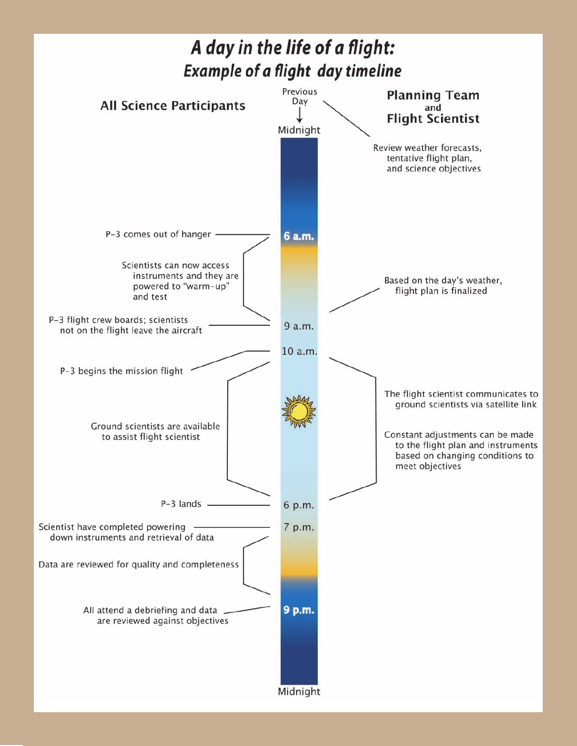# *A day in the life of a flight:*
## *Example of a flight day timeline*

**All Science Participants**

**Planning Team and Flight Scientist**

Previous Day → Midnight

**Planning Team and Flight Scientist:**

- Review weather forecasts, tentative flight plan, and science objectives

**6 a.m.**

- P-3 comes out of hanger
- Scientists can now access instruments and they are powered to "warm-up" and test
- Based on the day's weather, flight plan is finalized (Planning Team and Flight Scientist)

**9 a.m.**

- P-3 flight crew boards; scientists not on the flight leave the aircraft

**10 a.m.**

- P-3 begins the mission flight
- Ground scientists are available to assist flight scientist
- The flight scientist communicates to ground scientists via satellite link (Planning Team and Flight Scientist)
- Constant adjustments can be made to the flight plan and instruments based on changing conditions to meet objectives (Planning Team and Flight Scientist)

**6 p.m.**

- P-3 lands

**7 p.m.**

- Scientist have completed powering down instruments and retrieval of data
- Data are reviewed for quality and completeness

**9 p.m.**

- All attend a debriefing and data are reviewed against objectives

Midnight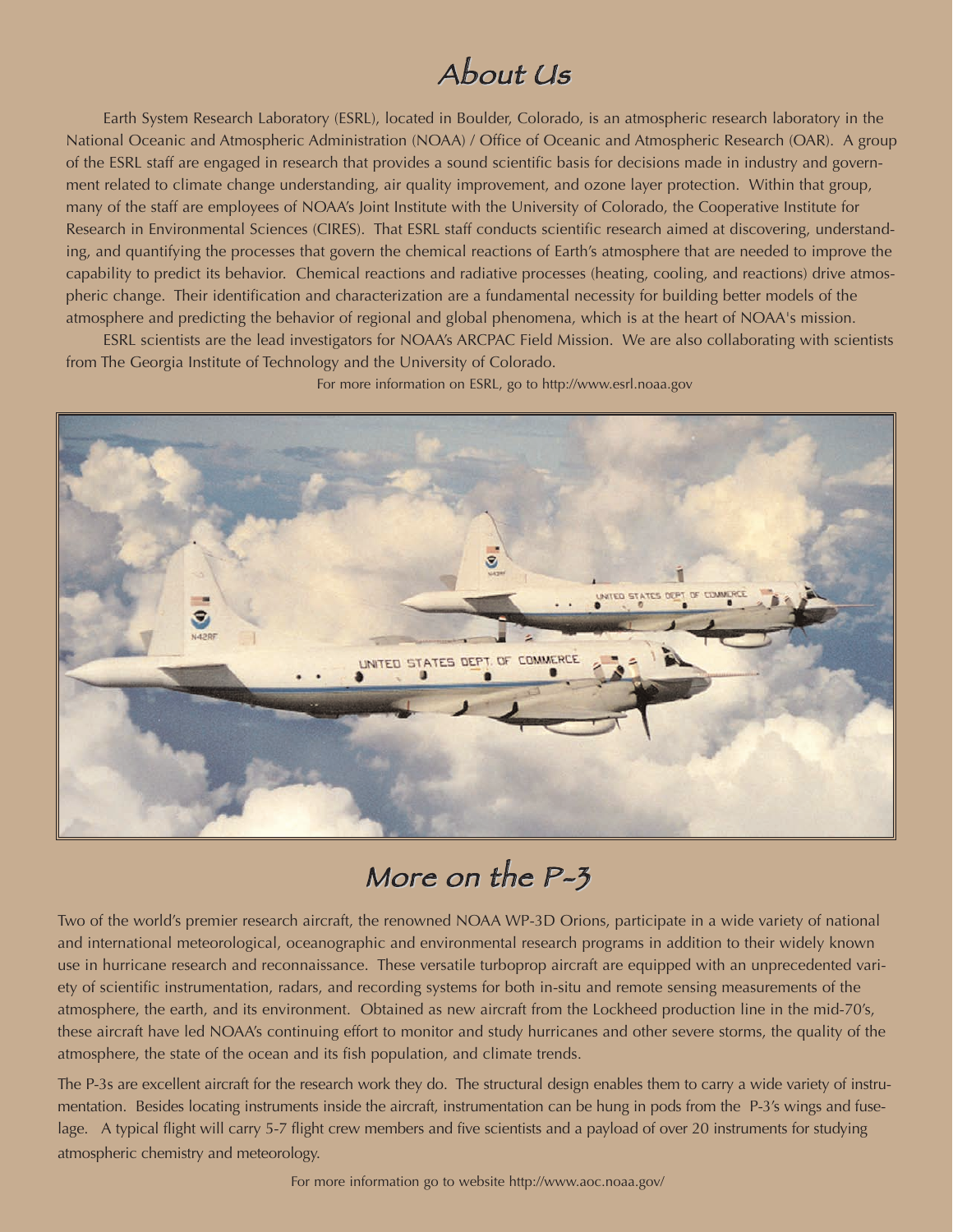# About Us

Earth System Research Laboratory (ESRL), located in Boulder, Colorado, is an atmospheric research laboratory in the National Oceanic and Atmospheric Administration (NOAA) / Office of Oceanic and Atmospheric Research (OAR). A group of the ESRL staff are engaged in research that provides a sound scientific basis for decisions made in industry and government related to climate change understanding, air quality improvement, and ozone layer protection. Within that group, many of the staff are employees of NOAA's Joint Institute with the University of Colorado, the Cooperative Institute for Research in Environmental Sciences (CIRES). That ESRL staff conducts scientific research aimed at discovering, understanding, and quantifying the processes that govern the chemical reactions of Earth's atmosphere that are needed to improve the capability to predict its behavior. Chemical reactions and radiative processes (heating, cooling, and reactions) drive atmospheric change. Their identification and characterization are a fundamental necessity for building better models of the atmosphere and predicting the behavior of regional and global phenomena, which is at the heart of NOAA's mission.

ESRL scientists are the lead investigators for NOAA's ARCPAC Field Mission. We are also collaborating with scientists from The Georgia Institute of Technology and the University of Colorado.

For more information on ESRL, go to http://www.esrl.noaa.gov

# More on the P-3

Two of the world's premier research aircraft, the renowned NOAA WP-3D Orions, participate in a wide variety of national and international meteorological, oceanographic and environmental research programs in addition to their widely known use in hurricane research and reconnaissance. These versatile turboprop aircraft are equipped with an unprecedented variety of scientific instrumentation, radars, and recording systems for both in-situ and remote sensing measurements of the atmosphere, the earth, and its environment. Obtained as new aircraft from the Lockheed production line in the mid-70's, these aircraft have led NOAA's continuing effort to monitor and study hurricanes and other severe storms, the quality of the atmosphere, the state of the ocean and its fish population, and climate trends.

The P-3s are excellent aircraft for the research work they do. The structural design enables them to carry a wide variety of instrumentation. Besides locating instruments inside the aircraft, instrumentation can be hung in pods from the P-3's wings and fuselage. A typical flight will carry 5-7 flight crew members and five scientists and a payload of over 20 instruments for studying atmospheric chemistry and meteorology.

For more information go to website http://www.aoc.noaa.gov/